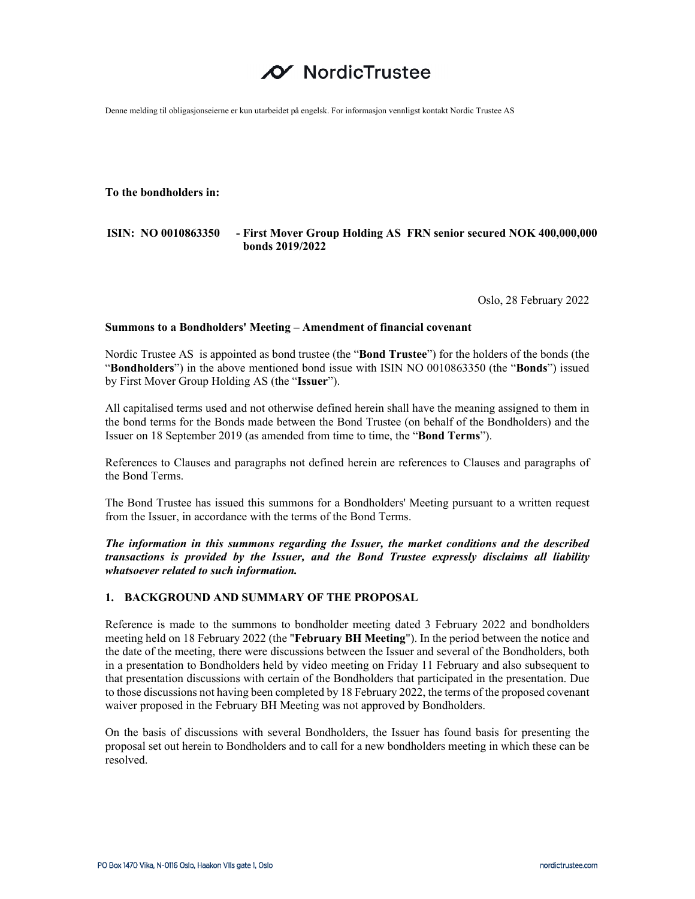NordicTrustee

Denne melding til obligasjonseierne er kun utarbeidet på engelsk. For informasjon vennligst kontakt Nordic Trustee AS

**To the bondholders in:**

**ISIN: NO 0010863350 - First Mover Group Holding AS FRN senior secured NOK 400,000,000 bonds 2019/2022**

Oslo, 28 February 2022

**Summons to a Bondholders' Meeting – Amendment of financial covenant**

Nordic Trustee AS is appointed as bond trustee (the "**Bond Trustee**") for the holders of the bonds (the "**Bondholders**") in the above mentioned bond issue with ISIN NO 0010863350 (the "**Bonds**") issued by First Mover Group Holding AS (the "**Issuer**").

All capitalised terms used and not otherwise defined herein shall have the meaning assigned to them in the bond terms for the Bonds made between the Bond Trustee (on behalf of the Bondholders) and the Issuer on 18 September 2019 (as amended from time to time, the "**Bond Terms**").

References to Clauses and paragraphs not defined herein are references to Clauses and paragraphs of the Bond Terms.

The Bond Trustee has issued this summons for a Bondholders' Meeting pursuant to a written request from the Issuer, in accordance with the terms of the Bond Terms.

***The information in this summons regarding the Issuer, the market conditions and the described transactions is provided by the Issuer, and the Bond Trustee expressly disclaims all liability whatsoever related to such information.***

## 1. BACKGROUND AND SUMMARY OF THE PROPOSAL

Reference is made to the summons to bondholder meeting dated 3 February 2022 and bondholders meeting held on 18 February 2022 (the "**February BH Meeting**"). In the period between the notice and the date of the meeting, there were discussions between the Issuer and several of the Bondholders, both in a presentation to Bondholders held by video meeting on Friday 11 February and also subsequent to that presentation discussions with certain of the Bondholders that participated in the presentation. Due to those discussions not having been completed by 18 February 2022, the terms of the proposed covenant waiver proposed in the February BH Meeting was not approved by Bondholders.

On the basis of discussions with several Bondholders, the Issuer has found basis for presenting the proposal set out herein to Bondholders and to call for a new bondholders meeting in which these can be resolved.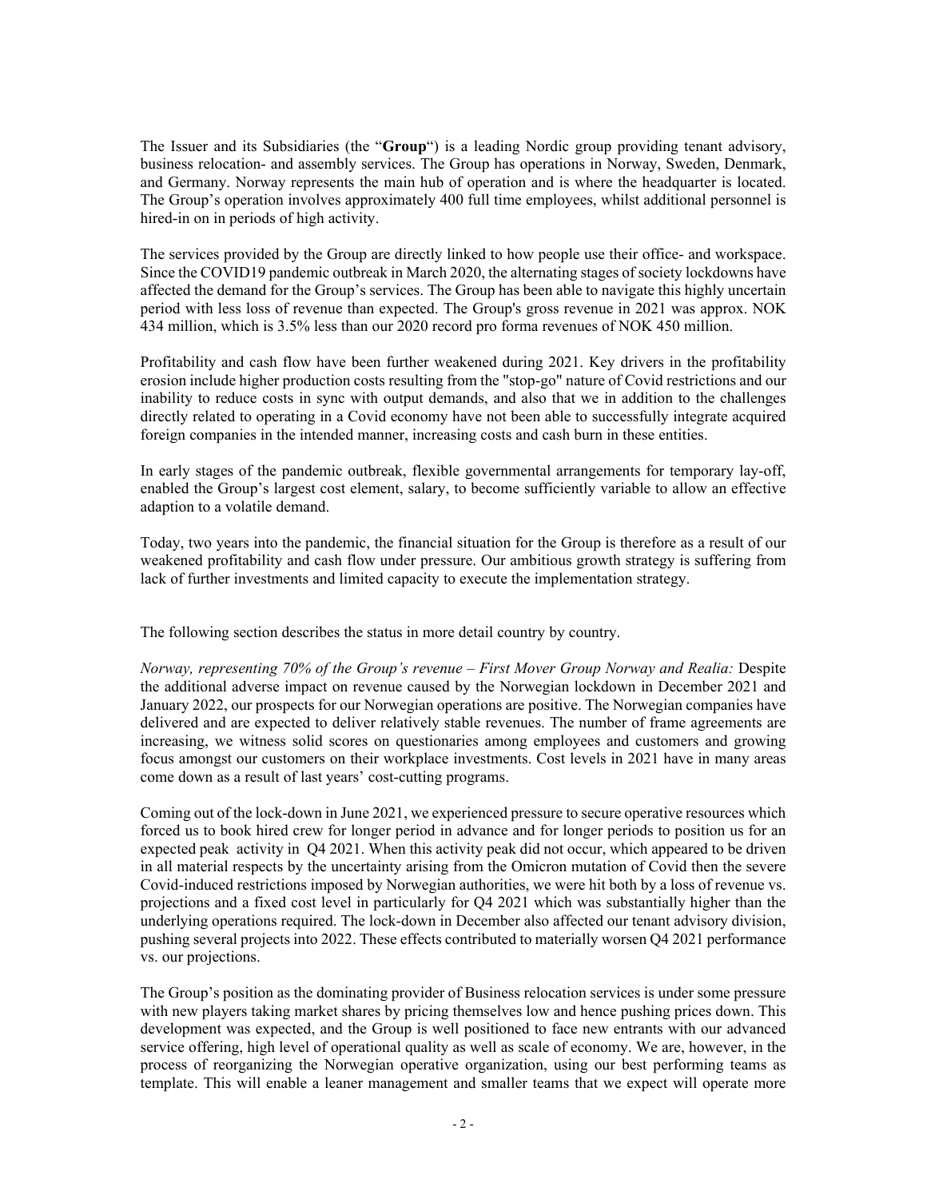The Issuer and its Subsidiaries (the "**Group**") is a leading Nordic group providing tenant advisory, business relocation- and assembly services. The Group has operations in Norway, Sweden, Denmark, and Germany. Norway represents the main hub of operation and is where the headquarter is located. The Group's operation involves approximately 400 full time employees, whilst additional personnel is hired-in on in periods of high activity.

The services provided by the Group are directly linked to how people use their office- and workspace. Since the COVID19 pandemic outbreak in March 2020, the alternating stages of society lockdowns have affected the demand for the Group's services. The Group has been able to navigate this highly uncertain period with less loss of revenue than expected. The Group's gross revenue in 2021 was approx. NOK 434 million, which is 3.5% less than our 2020 record pro forma revenues of NOK 450 million.

Profitability and cash flow have been further weakened during 2021. Key drivers in the profitability erosion include higher production costs resulting from the "stop-go" nature of Covid restrictions and our inability to reduce costs in sync with output demands, and also that we in addition to the challenges directly related to operating in a Covid economy have not been able to successfully integrate acquired foreign companies in the intended manner, increasing costs and cash burn in these entities.

In early stages of the pandemic outbreak, flexible governmental arrangements for temporary lay-off, enabled the Group's largest cost element, salary, to become sufficiently variable to allow an effective adaption to a volatile demand.

Today, two years into the pandemic, the financial situation for the Group is therefore as a result of our weakened profitability and cash flow under pressure. Our ambitious growth strategy is suffering from lack of further investments and limited capacity to execute the implementation strategy.

The following section describes the status in more detail country by country.

*Norway, representing 70% of the Group's revenue – First Mover Group Norway and Realia:* Despite the additional adverse impact on revenue caused by the Norwegian lockdown in December 2021 and January 2022, our prospects for our Norwegian operations are positive. The Norwegian companies have delivered and are expected to deliver relatively stable revenues. The number of frame agreements are increasing, we witness solid scores on questionaries among employees and customers and growing focus amongst our customers on their workplace investments. Cost levels in 2021 have in many areas come down as a result of last years' cost-cutting programs.

Coming out of the lock-down in June 2021, we experienced pressure to secure operative resources which forced us to book hired crew for longer period in advance and for longer periods to position us for an expected peak activity in Q4 2021. When this activity peak did not occur, which appeared to be driven in all material respects by the uncertainty arising from the Omicron mutation of Covid then the severe Covid-induced restrictions imposed by Norwegian authorities, we were hit both by a loss of revenue vs. projections and a fixed cost level in particularly for Q4 2021 which was substantially higher than the underlying operations required. The lock-down in December also affected our tenant advisory division, pushing several projects into 2022. These effects contributed to materially worsen Q4 2021 performance vs. our projections.

The Group's position as the dominating provider of Business relocation services is under some pressure with new players taking market shares by pricing themselves low and hence pushing prices down. This development was expected, and the Group is well positioned to face new entrants with our advanced service offering, high level of operational quality as well as scale of economy. We are, however, in the process of reorganizing the Norwegian operative organization, using our best performing teams as template. This will enable a leaner management and smaller teams that we expect will operate more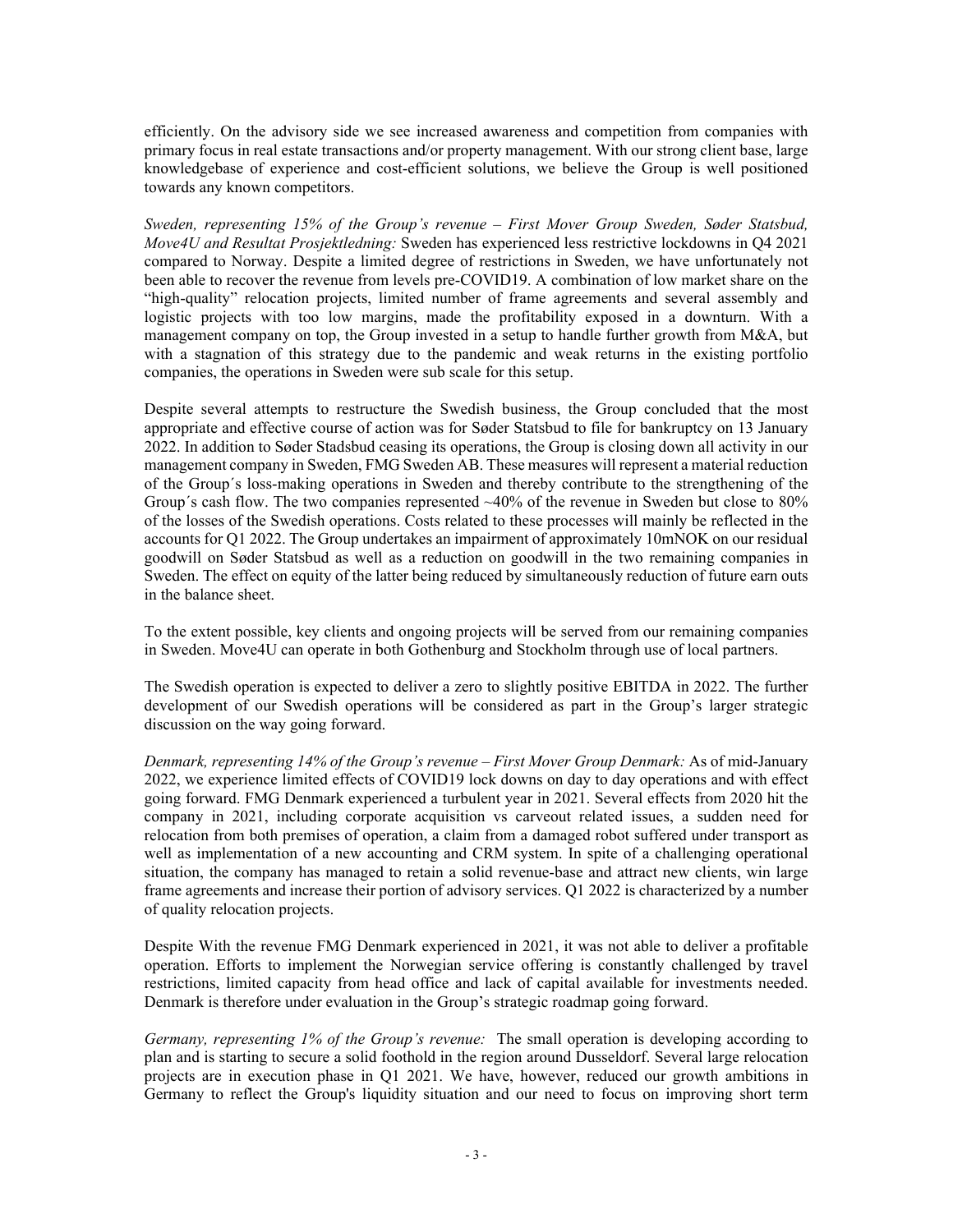efficiently. On the advisory side we see increased awareness and competition from companies with primary focus in real estate transactions and/or property management. With our strong client base, large knowledgebase of experience and cost-efficient solutions, we believe the Group is well positioned towards any known competitors.

*Sweden, representing 15% of the Group's revenue – First Mover Group Sweden, Søder Statsbud, Move4U and Resultat Prosjektledning:* Sweden has experienced less restrictive lockdowns in Q4 2021 compared to Norway. Despite a limited degree of restrictions in Sweden, we have unfortunately not been able to recover the revenue from levels pre-COVID19. A combination of low market share on the "high-quality" relocation projects, limited number of frame agreements and several assembly and logistic projects with too low margins, made the profitability exposed in a downturn. With a management company on top, the Group invested in a setup to handle further growth from M&A, but with a stagnation of this strategy due to the pandemic and weak returns in the existing portfolio companies, the operations in Sweden were sub scale for this setup.

Despite several attempts to restructure the Swedish business, the Group concluded that the most appropriate and effective course of action was for Søder Statsbud to file for bankruptcy on 13 January 2022. In addition to Søder Stadsbud ceasing its operations, the Group is closing down all activity in our management company in Sweden, FMG Sweden AB. These measures will represent a material reduction of the Group´s loss-making operations in Sweden and thereby contribute to the strengthening of the Group´s cash flow. The two companies represented ~40% of the revenue in Sweden but close to 80% of the losses of the Swedish operations. Costs related to these processes will mainly be reflected in the accounts for Q1 2022. The Group undertakes an impairment of approximately 10mNOK on our residual goodwill on Søder Statsbud as well as a reduction on goodwill in the two remaining companies in Sweden. The effect on equity of the latter being reduced by simultaneously reduction of future earn outs in the balance sheet.

To the extent possible, key clients and ongoing projects will be served from our remaining companies in Sweden. Move4U can operate in both Gothenburg and Stockholm through use of local partners.

The Swedish operation is expected to deliver a zero to slightly positive EBITDA in 2022. The further development of our Swedish operations will be considered as part in the Group's larger strategic discussion on the way going forward.

*Denmark, representing 14% of the Group's revenue – First Mover Group Denmark:* As of mid-January 2022, we experience limited effects of COVID19 lock downs on day to day operations and with effect going forward. FMG Denmark experienced a turbulent year in 2021. Several effects from 2020 hit the company in 2021, including corporate acquisition vs carveout related issues, a sudden need for relocation from both premises of operation, a claim from a damaged robot suffered under transport as well as implementation of a new accounting and CRM system. In spite of a challenging operational situation, the company has managed to retain a solid revenue-base and attract new clients, win large frame agreements and increase their portion of advisory services. Q1 2022 is characterized by a number of quality relocation projects.

Despite With the revenue FMG Denmark experienced in 2021, it was not able to deliver a profitable operation. Efforts to implement the Norwegian service offering is constantly challenged by travel restrictions, limited capacity from head office and lack of capital available for investments needed. Denmark is therefore under evaluation in the Group's strategic roadmap going forward.

*Germany, representing 1% of the Group's revenue:* The small operation is developing according to plan and is starting to secure a solid foothold in the region around Dusseldorf. Several large relocation projects are in execution phase in Q1 2021. We have, however, reduced our growth ambitions in Germany to reflect the Group's liquidity situation and our need to focus on improving short term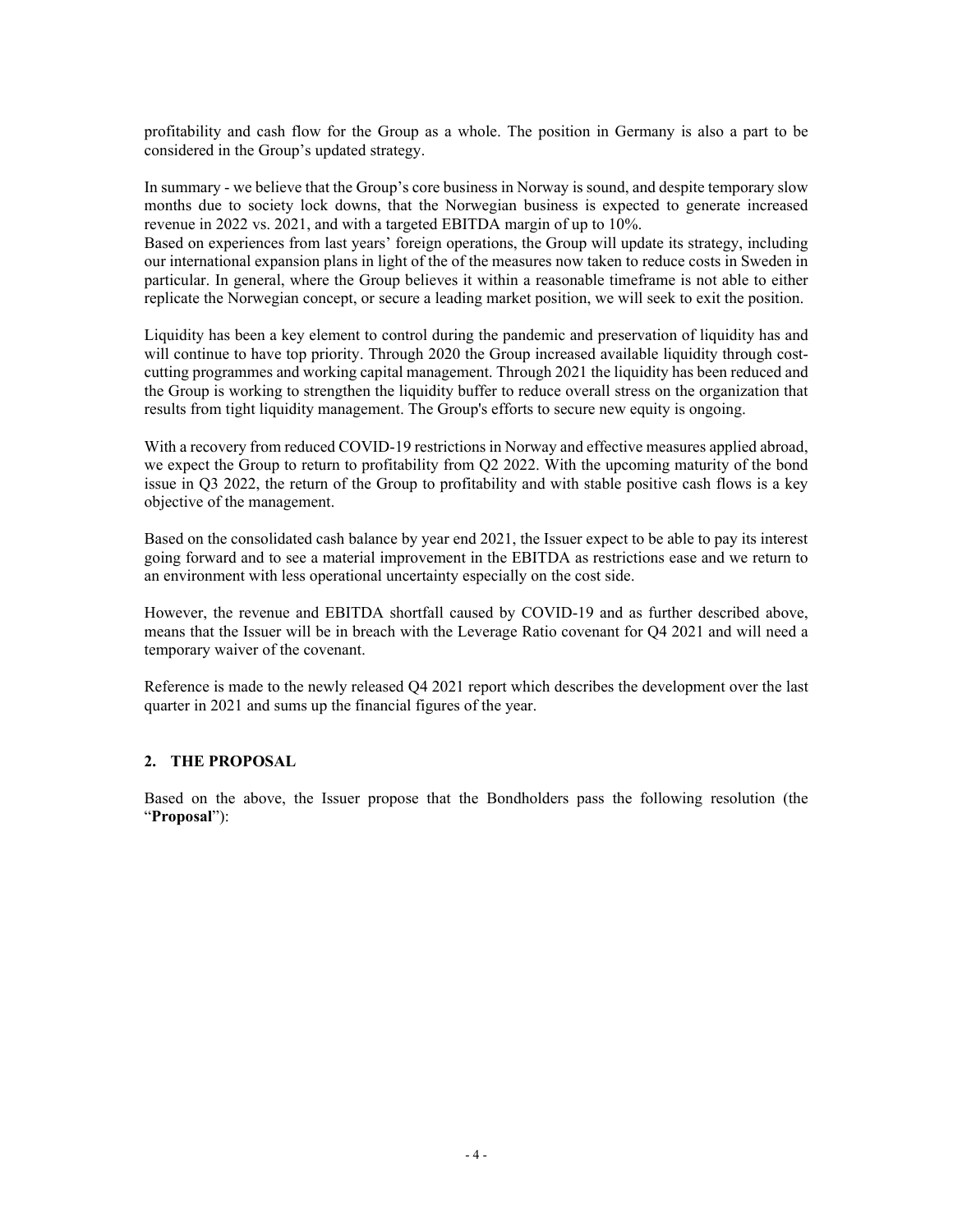profitability and cash flow for the Group as a whole. The position in Germany is also a part to be considered in the Group's updated strategy.

In summary - we believe that the Group's core business in Norway is sound, and despite temporary slow months due to society lock downs, that the Norwegian business is expected to generate increased revenue in 2022 vs. 2021, and with a targeted EBITDA margin of up to 10%.
Based on experiences from last years' foreign operations, the Group will update its strategy, including our international expansion plans in light of the of the measures now taken to reduce costs in Sweden in particular. In general, where the Group believes it within a reasonable timeframe is not able to either replicate the Norwegian concept, or secure a leading market position, we will seek to exit the position.

Liquidity has been a key element to control during the pandemic and preservation of liquidity has and will continue to have top priority. Through 2020 the Group increased available liquidity through cost-cutting programmes and working capital management. Through 2021 the liquidity has been reduced and the Group is working to strengthen the liquidity buffer to reduce overall stress on the organization that results from tight liquidity management. The Group's efforts to secure new equity is ongoing.

With a recovery from reduced COVID-19 restrictions in Norway and effective measures applied abroad, we expect the Group to return to profitability from Q2 2022. With the upcoming maturity of the bond issue in Q3 2022, the return of the Group to profitability and with stable positive cash flows is a key objective of the management.

Based on the consolidated cash balance by year end 2021, the Issuer expect to be able to pay its interest going forward and to see a material improvement in the EBITDA as restrictions ease and we return to an environment with less operational uncertainty especially on the cost side.

However, the revenue and EBITDA shortfall caused by COVID-19 and as further described above, means that the Issuer will be in breach with the Leverage Ratio covenant for Q4 2021 and will need a temporary waiver of the covenant.

Reference is made to the newly released Q4 2021 report which describes the development over the last quarter in 2021 and sums up the financial figures of the year.

## 2. THE PROPOSAL

Based on the above, the Issuer propose that the Bondholders pass the following resolution (the "**Proposal**"):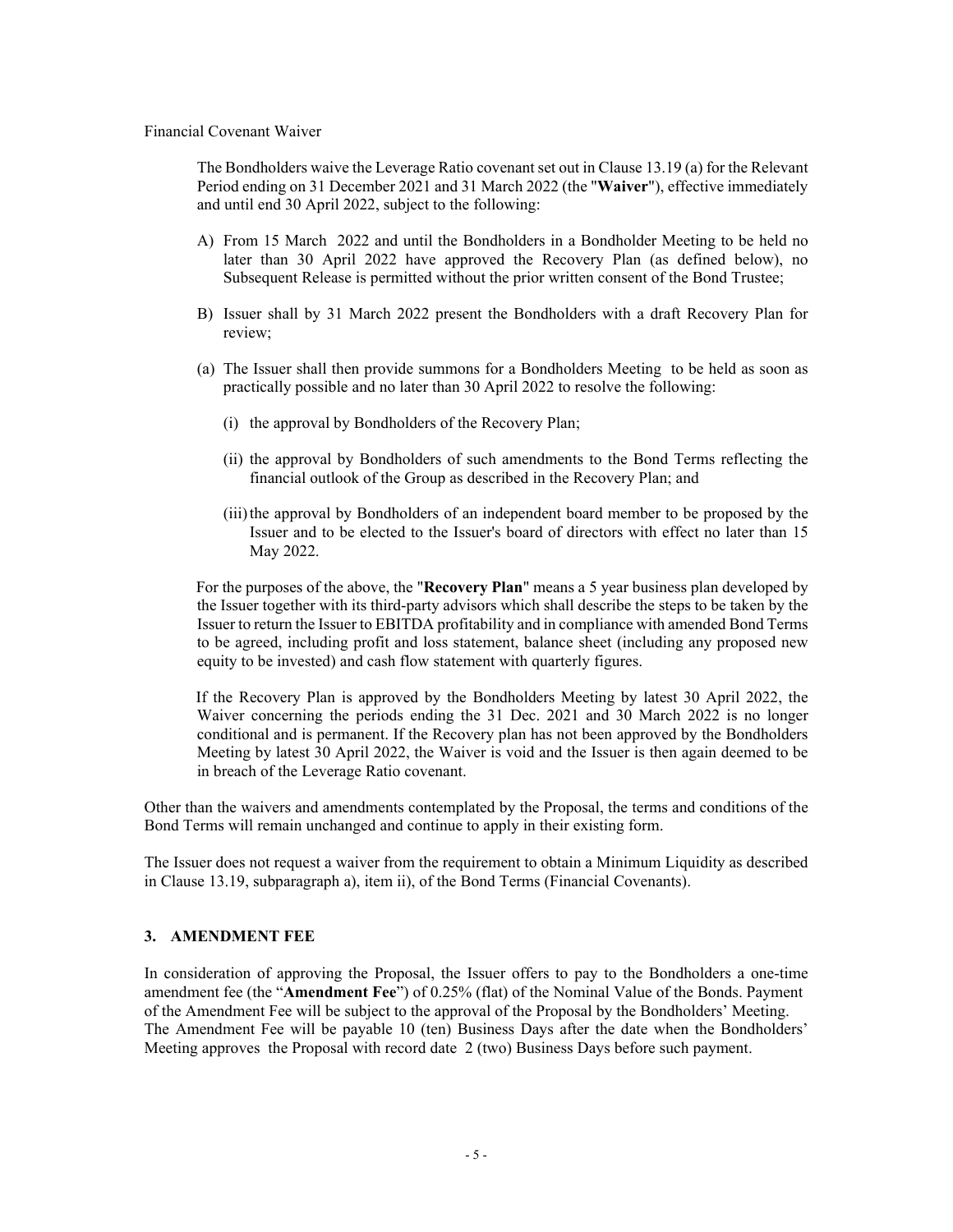Financial Covenant Waiver

> The Bondholders waive the Leverage Ratio covenant set out in Clause 13.19 (a) for the Relevant Period ending on 31 December 2021 and 31 March 2022 (the "**Waiver**"), effective immediately and until end 30 April 2022, subject to the following:
>
> A) From 15 March 2022 and until the Bondholders in a Bondholder Meeting to be held no later than 30 April 2022 have approved the Recovery Plan (as defined below), no Subsequent Release is permitted without the prior written consent of the Bond Trustee;
>
> B) Issuer shall by 31 March 2022 present the Bondholders with a draft Recovery Plan for review;
>
> (a) The Issuer shall then provide summons for a Bondholders Meeting to be held as soon as practically possible and no later than 30 April 2022 to resolve the following:
>
> (i) the approval by Bondholders of the Recovery Plan;
>
> (ii) the approval by Bondholders of such amendments to the Bond Terms reflecting the financial outlook of the Group as described in the Recovery Plan; and
>
> (iii) the approval by Bondholders of an independent board member to be proposed by the Issuer and to be elected to the Issuer's board of directors with effect no later than 15 May 2022.
>
> For the purposes of the above, the "**Recovery Plan**" means a 5 year business plan developed by the Issuer together with its third-party advisors which shall describe the steps to be taken by the Issuer to return the Issuer to EBITDA profitability and in compliance with amended Bond Terms to be agreed, including profit and loss statement, balance sheet (including any proposed new equity to be invested) and cash flow statement with quarterly figures.
>
> If the Recovery Plan is approved by the Bondholders Meeting by latest 30 April 2022, the Waiver concerning the periods ending the 31 Dec. 2021 and 30 March 2022 is no longer conditional and is permanent. If the Recovery plan has not been approved by the Bondholders Meeting by latest 30 April 2022, the Waiver is void and the Issuer is then again deemed to be in breach of the Leverage Ratio covenant.

Other than the waivers and amendments contemplated by the Proposal, the terms and conditions of the Bond Terms will remain unchanged and continue to apply in their existing form.

The Issuer does not request a waiver from the requirement to obtain a Minimum Liquidity as described in Clause 13.19, subparagraph a), item ii), of the Bond Terms (Financial Covenants).

## 3. AMENDMENT FEE

In consideration of approving the Proposal, the Issuer offers to pay to the Bondholders a one-time amendment fee (the "**Amendment Fee**") of 0.25% (flat) of the Nominal Value of the Bonds. Payment of the Amendment Fee will be subject to the approval of the Proposal by the Bondholders' Meeting. The Amendment Fee will be payable 10 (ten) Business Days after the date when the Bondholders' Meeting approves the Proposal with record date 2 (two) Business Days before such payment.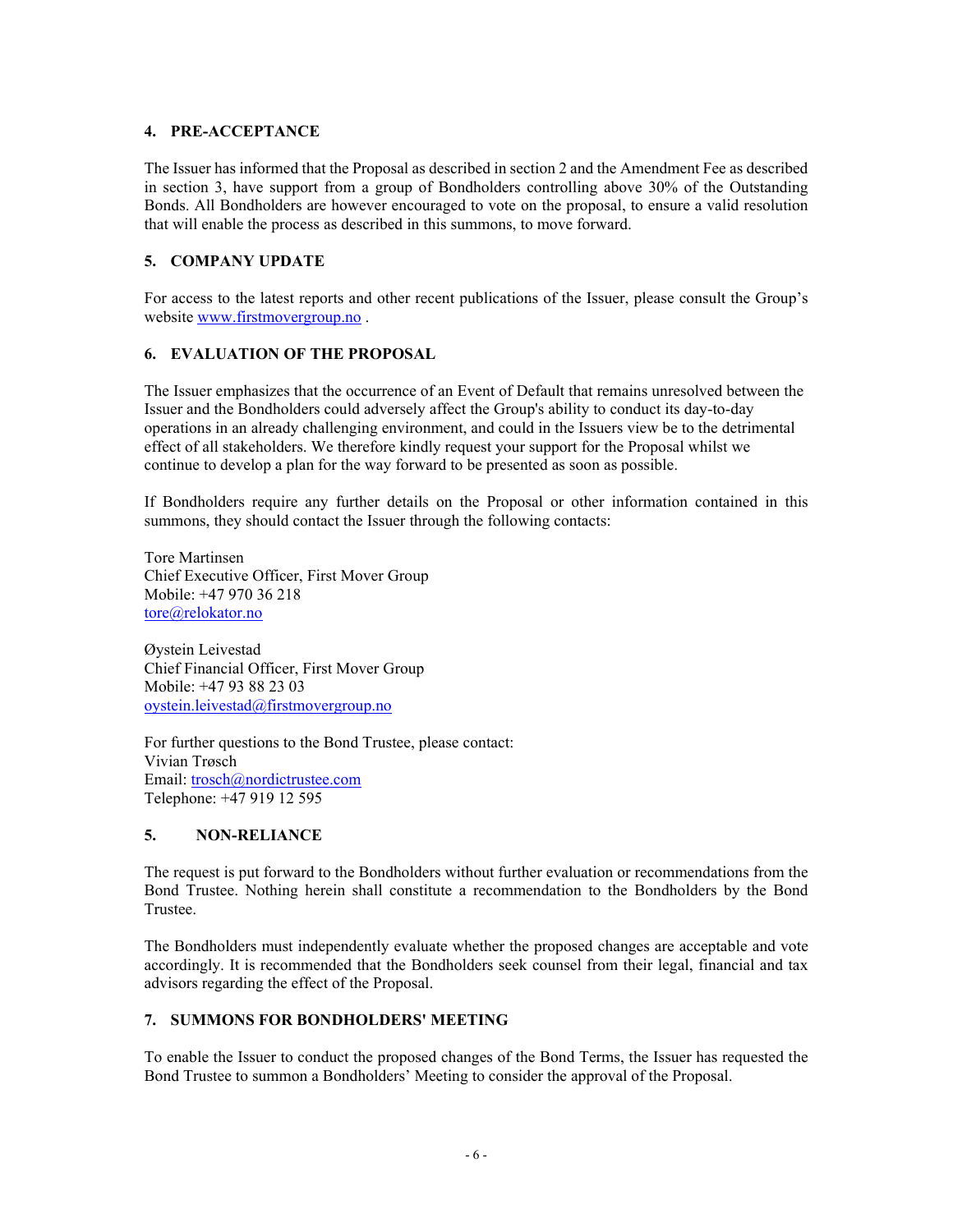## 4. PRE-ACCEPTANCE

The Issuer has informed that the Proposal as described in section 2 and the Amendment Fee as described in section 3, have support from a group of Bondholders controlling above 30% of the Outstanding Bonds. All Bondholders are however encouraged to vote on the proposal, to ensure a valid resolution that will enable the process as described in this summons, to move forward.

## 5. COMPANY UPDATE

For access to the latest reports and other recent publications of the Issuer, please consult the Group's website www.firstmovergroup.no .

## 6. EVALUATION OF THE PROPOSAL

The Issuer emphasizes that the occurrence of an Event of Default that remains unresolved between the Issuer and the Bondholders could adversely affect the Group's ability to conduct its day-to-day operations in an already challenging environment, and could in the Issuers view be to the detrimental effect of all stakeholders. We therefore kindly request your support for the Proposal whilst we continue to develop a plan for the way forward to be presented as soon as possible.

If Bondholders require any further details on the Proposal or other information contained in this summons, they should contact the Issuer through the following contacts:

Tore Martinsen
Chief Executive Officer, First Mover Group
Mobile: +47 970 36 218
tore@relokator.no

Øystein Leivestad
Chief Financial Officer, First Mover Group
Mobile: +47 93 88 23 03
oystein.leivestad@firstmovergroup.no

For further questions to the Bond Trustee, please contact:
Vivian Trøsch
Email: trosch@nordictrustee.com
Telephone: +47 919 12 595

## 5. NON-RELIANCE

The request is put forward to the Bondholders without further evaluation or recommendations from the Bond Trustee. Nothing herein shall constitute a recommendation to the Bondholders by the Bond Trustee.

The Bondholders must independently evaluate whether the proposed changes are acceptable and vote accordingly. It is recommended that the Bondholders seek counsel from their legal, financial and tax advisors regarding the effect of the Proposal.

## 7. SUMMONS FOR BONDHOLDERS' MEETING

To enable the Issuer to conduct the proposed changes of the Bond Terms, the Issuer has requested the Bond Trustee to summon a Bondholders' Meeting to consider the approval of the Proposal.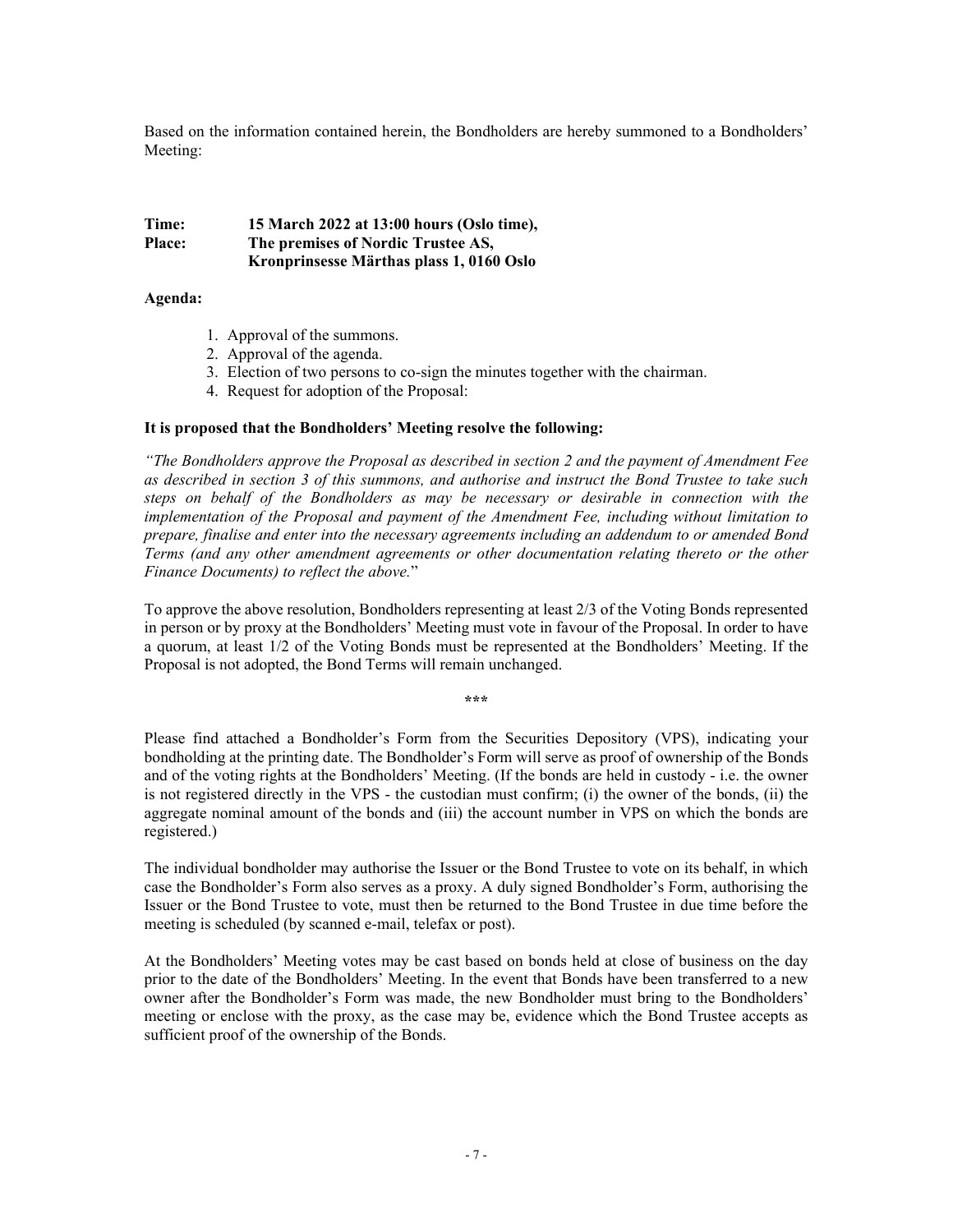Based on the information contained herein, the Bondholders are hereby summoned to a Bondholders' Meeting:

**Time:** **15 March 2022 at 13:00 hours (Oslo time),**
**Place:** **The premises of Nordic Trustee AS,**
**Kronprinsesse Märthas plass 1, 0160 Oslo**

**Agenda:**

1. Approval of the summons.
2. Approval of the agenda.
3. Election of two persons to co-sign the minutes together with the chairman.
4. Request for adoption of the Proposal:

**It is proposed that the Bondholders' Meeting resolve the following:**

*"The Bondholders approve the Proposal as described in section 2 and the payment of Amendment Fee as described in section 3 of this summons, and authorise and instruct the Bond Trustee to take such steps on behalf of the Bondholders as may be necessary or desirable in connection with the implementation of the Proposal and payment of the Amendment Fee, including without limitation to prepare, finalise and enter into the necessary agreements including an addendum to or amended Bond Terms (and any other amendment agreements or other documentation relating thereto or the other Finance Documents) to reflect the above."*

To approve the above resolution, Bondholders representing at least 2/3 of the Voting Bonds represented in person or by proxy at the Bondholders' Meeting must vote in favour of the Proposal. In order to have a quorum, at least 1/2 of the Voting Bonds must be represented at the Bondholders' Meeting. If the Proposal is not adopted, the Bond Terms will remain unchanged.

\*\*\*

Please find attached a Bondholder's Form from the Securities Depository (VPS), indicating your bondholding at the printing date. The Bondholder's Form will serve as proof of ownership of the Bonds and of the voting rights at the Bondholders' Meeting. (If the bonds are held in custody - i.e. the owner is not registered directly in the VPS - the custodian must confirm; (i) the owner of the bonds, (ii) the aggregate nominal amount of the bonds and (iii) the account number in VPS on which the bonds are registered.)

The individual bondholder may authorise the Issuer or the Bond Trustee to vote on its behalf, in which case the Bondholder's Form also serves as a proxy. A duly signed Bondholder's Form, authorising the Issuer or the Bond Trustee to vote, must then be returned to the Bond Trustee in due time before the meeting is scheduled (by scanned e-mail, telefax or post).

At the Bondholders' Meeting votes may be cast based on bonds held at close of business on the day prior to the date of the Bondholders' Meeting. In the event that Bonds have been transferred to a new owner after the Bondholder's Form was made, the new Bondholder must bring to the Bondholders' meeting or enclose with the proxy, as the case may be, evidence which the Bond Trustee accepts as sufficient proof of the ownership of the Bonds.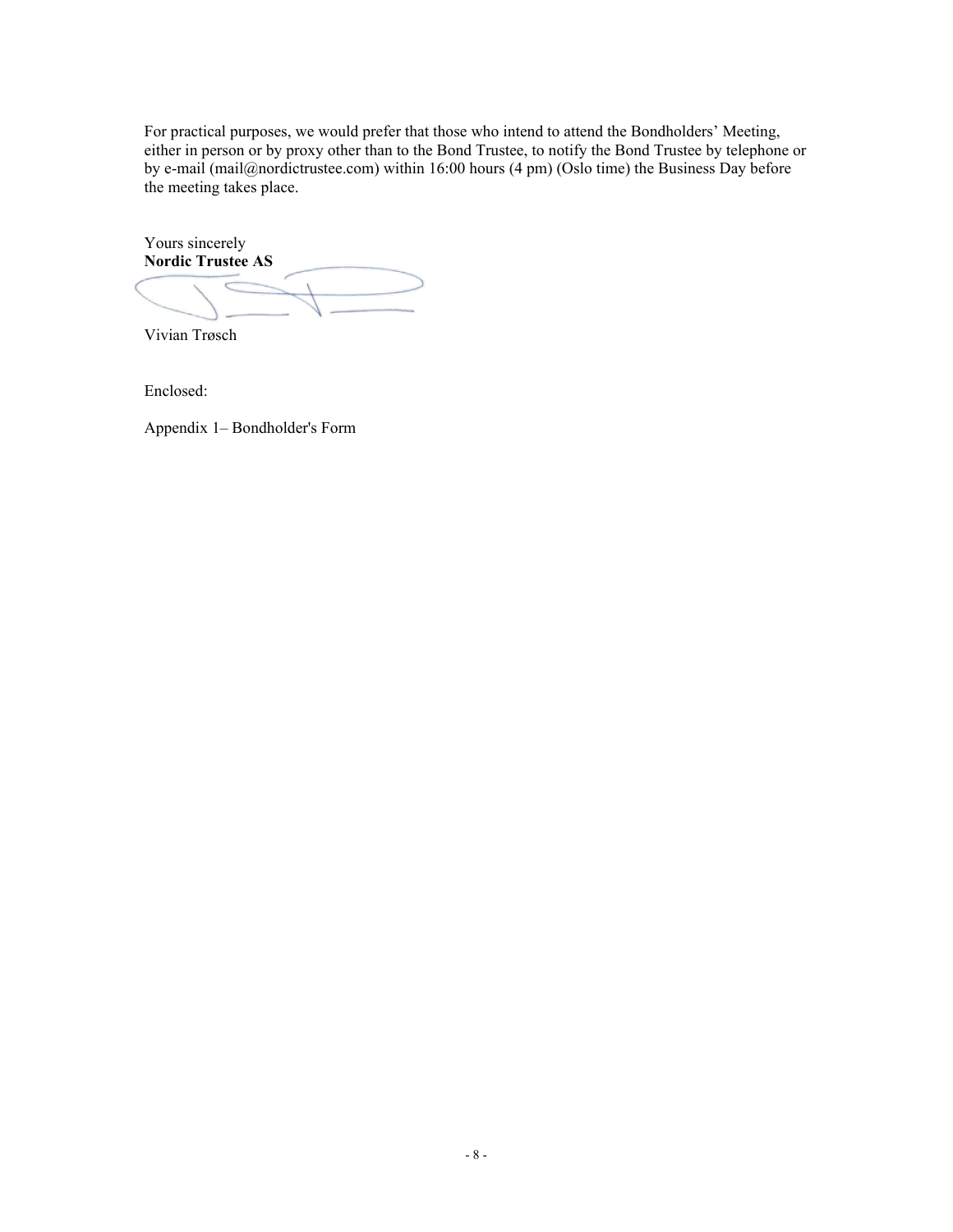For practical purposes, we would prefer that those who intend to attend the Bondholders' Meeting, either in person or by proxy other than to the Bond Trustee, to notify the Bond Trustee by telephone or by e-mail (mail@nordictrustee.com) within 16:00 hours (4 pm) (Oslo time) the Business Day before the meeting takes place.

Yours sincerely
**Nordic Trustee AS**

Vivian Trøsch

Enclosed:

Appendix 1– Bondholder's Form